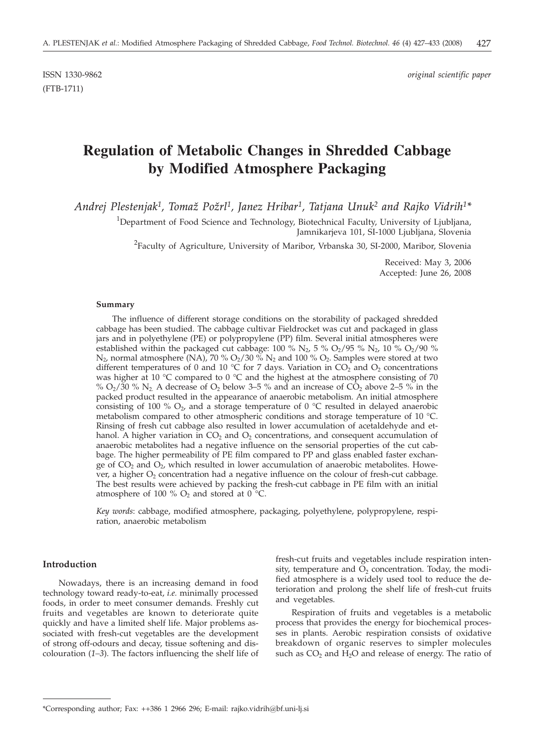ISSN 1330-9862 *original scientific paper*

(FTB-1711)

# Regulation of Metabolic Changes in Shredded Cabbage by Modified Atmosphere Packaging

*Andrej Plestenjak[1], Tomaž Požrl[1], Janez Hribar[1], Tatjana Unuk[2] and Rajko Vidrih[1]\**

[1]Department of Food Science and Technology, Biotechnical Faculty, University of Ljubljana, Jamnikarjeva 101, SI-1000 Ljubljana, Slovenia

[2]Faculty of Agriculture, University of Maribor, Vrbanska 30, SI-2000, Maribor, Slovenia

Received: May 3, 2006
Accepted: June 26, 2008

#### Summary

The influence of different storage conditions on the storability of packaged shredded cabbage has been studied. The cabbage cultivar Fieldrocket was cut and packaged in glass jars and in polyethylene (PE) or polypropylene (PP) film. Several initial atmospheres were established within the packaged cut cabbage: 100 % $N_2$, 5 % $O_2$/95 % $N_2$, 10 % $O_2$/90 % $N_2$, normal atmosphere (NA), 70 % $O_2$/30 % $N_2$ and 100 % $O_2$. Samples were stored at two different temperatures of 0 and 10 °C for 7 days. Variation in $CO_2$ and $O_2$ concentrations was higher at 10 °C compared to 0 °C and the highest at the atmosphere consisting of 70 % $O_2$/30 % $N_2$. A decrease of $O_2$ below 3–5 % and an increase of $CO_2$ above 2–5 % in the packed product resulted in the appearance of anaerobic metabolism. An initial atmosphere consisting of 100 % $O_2$, and a storage temperature of 0 °C resulted in delayed anaerobic metabolism compared to other atmospheric conditions and storage temperature of 10 °C. Rinsing of fresh cut cabbage also resulted in lower accumulation of acetaldehyde and ethanol. A higher variation in $CO_2$ and $O_2$ concentrations, and consequent accumulation of anaerobic metabolites had a negative influence on the sensorial properties of the cut cabbage. The higher permeability of PE film compared to PP and glass enabled faster exchange of $CO_2$ and $O_2$, which resulted in lower accumulation of anaerobic metabolites. However, a higher $O_2$ concentration had a negative influence on the colour of fresh-cut cabbage. The best results were achieved by packing the fresh-cut cabbage in PE film with an initial atmosphere of 100 % $O_2$ and stored at 0 °C.

*Key words*: cabbage, modified atmosphere, packaging, polyethylene, polypropylene, respiration, anaerobic metabolism

#### Introduction

Nowadays, there is an increasing demand in food technology toward ready-to-eat, *i.e.* minimally processed foods, in order to meet consumer demands. Freshly cut fruits and vegetables are known to deteriorate quite quickly and have a limited shelf life. Major problems associated with fresh-cut vegetables are the development of strong off-odours and decay, tissue softening and discolouration (*1–3*). The factors influencing the shelf life of fresh-cut fruits and vegetables include respiration intensity, temperature and $O_2$ concentration. Today, the modified atmosphere is a widely used tool to reduce the deterioration and prolong the shelf life of fresh-cut fruits and vegetables.

Respiration of fruits and vegetables is a metabolic process that provides the energy for biochemical processes in plants. Aerobic respiration consists of oxidative breakdown of organic reserves to simpler molecules such as $CO_2$ and $H_2O$ and release of energy. The ratio of

\*Corresponding author; Fax: ++386 1 2966 296; E-mail: rajko.vidrih@bf.uni-lj.si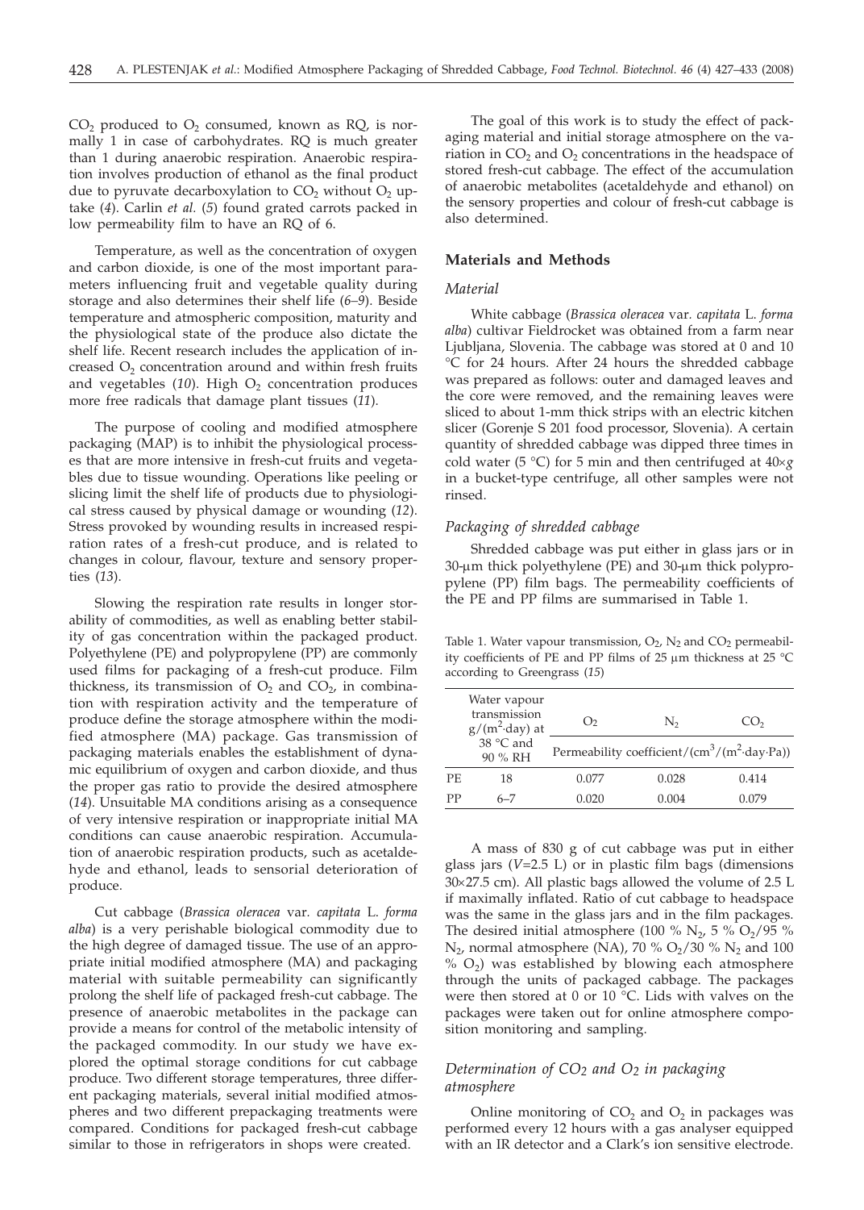$CO_2$ produced to $O_2$ consumed, known as RQ, is normally 1 in case of carbohydrates. RQ is much greater than 1 during anaerobic respiration. Anaerobic respiration involves production of ethanol as the final product due to pyruvate decarboxylation to $CO_2$ without $O_2$ uptake (*4*). Carlin *et al.* (*5*) found grated carrots packed in low permeability film to have an RQ of 6.

Temperature, as well as the concentration of oxygen and carbon dioxide, is one of the most important parameters influencing fruit and vegetable quality during storage and also determines their shelf life (*6–9*). Beside temperature and atmospheric composition, maturity and the physiological state of the produce also dictate the shelf life. Recent research includes the application of increased $O_2$ concentration around and within fresh fruits and vegetables (*10*). High $O_2$ concentration produces more free radicals that damage plant tissues (*11*).

The purpose of cooling and modified atmosphere packaging (MAP) is to inhibit the physiological processes that are more intensive in fresh-cut fruits and vegetables due to tissue wounding. Operations like peeling or slicing limit the shelf life of products due to physiological stress caused by physical damage or wounding (*12*). Stress provoked by wounding results in increased respiration rates of a fresh-cut produce, and is related to changes in colour, flavour, texture and sensory properties (*13*).

Slowing the respiration rate results in longer storability of commodities, as well as enabling better stability of gas concentration within the packaged product. Polyethylene (PE) and polypropylene (PP) are commonly used films for packaging of a fresh-cut produce. Film thickness, its transmission of $O_2$ and $CO_2$, in combination with respiration activity and the temperature of produce define the storage atmosphere within the modified atmosphere (MA) package. Gas transmission of packaging materials enables the establishment of dynamic equilibrium of oxygen and carbon dioxide, and thus the proper gas ratio to provide the desired atmosphere (*14*). Unsuitable MA conditions arising as a consequence of very intensive respiration or inappropriate initial MA conditions can cause anaerobic respiration. Accumulation of anaerobic respiration products, such as acetaldehyde and ethanol, leads to sensorial deterioration of produce.

Cut cabbage (*Brassica oleracea* var. *capitata* L. *forma alba*) is a very perishable biological commodity due to the high degree of damaged tissue. The use of an appropriate initial modified atmosphere (MA) and packaging material with suitable permeability can significantly prolong the shelf life of packaged fresh-cut cabbage. The presence of anaerobic metabolites in the package can provide a means for control of the metabolic intensity of the packaged commodity. In our study we have explored the optimal storage conditions for cut cabbage produce. Two different storage temperatures, three different packaging materials, several initial modified atmospheres and two different prepackaging treatments were compared. Conditions for packaged fresh-cut cabbage similar to those in refrigerators in shops were created.

The goal of this work is to study the effect of packaging material and initial storage atmosphere on the variation in $CO_2$ and $O_2$ concentrations in the headspace of stored fresh-cut cabbage. The effect of the accumulation of anaerobic metabolites (acetaldehyde and ethanol) on the sensory properties and colour of fresh-cut cabbage is also determined.

## Materials and Methods

### *Material*

White cabbage (*Brassica oleracea* var. *capitata* L. *forma alba*) cultivar Fieldrocket was obtained from a farm near Ljubljana, Slovenia. The cabbage was stored at 0 and 10 °C for 24 hours. After 24 hours the shredded cabbage was prepared as follows: outer and damaged leaves and the core were removed, and the remaining leaves were sliced to about 1-mm thick strips with an electric kitchen slicer (Gorenje S 201 food processor, Slovenia). A certain quantity of shredded cabbage was dipped three times in cold water (5 °C) for 5 min and then centrifuged at 40×*g* in a bucket-type centrifuge, all other samples were not rinsed.

### *Packaging of shredded cabbage*

Shredded cabbage was put either in glass jars or in 30-μm thick polyethylene (PE) and 30-μm thick polypropylene (PP) film bags. The permeability coefficients of the PE and PP films are summarised in Table 1.

Table 1. Water vapour transmission, $O_2$, $N_2$ and $CO_2$ permeability coefficients of PE and PP films of 25 μm thickness at 25 °C according to Greengrass (*15*)

| | Water vapour transmission $g/(m^2\cdot day)$ at 38 °C and 90 % RH | $O_2$ | $N_2$ | $CO_2$ |
|---|---|---|---|---|
| | | Permeability coefficient/$(cm^3/(m^2\cdot day\cdot Pa))$ | | |
| PE | 18 | 0.077 | 0.028 | 0.414 |
| PP | 6–7 | 0.020 | 0.004 | 0.079 |

A mass of 830 g of cut cabbage was put in either glass jars ($V$=2.5 L) or in plastic film bags (dimensions 30×27.5 cm). All plastic bags allowed the volume of 2.5 L if maximally inflated. Ratio of cut cabbage to headspace was the same in the glass jars and in the film packages. The desired initial atmosphere (100 % $N_2$, 5 % $O_2$/95 % $N_2$, normal atmosphere (NA), 70 % $O_2$/30 % $N_2$ and 100 % $O_2$) was established by blowing each atmosphere through the units of packaged cabbage. The packages were then stored at 0 or 10 °C. Lids with valves on the packages were taken out for online atmosphere composition monitoring and sampling.

### *Determination of $CO_2$ and $O_2$ in packaging atmosphere*

Online monitoring of $CO_2$ and $O_2$ in packages was performed every 12 hours with a gas analyser equipped with an IR detector and a Clark's ion sensitive electrode.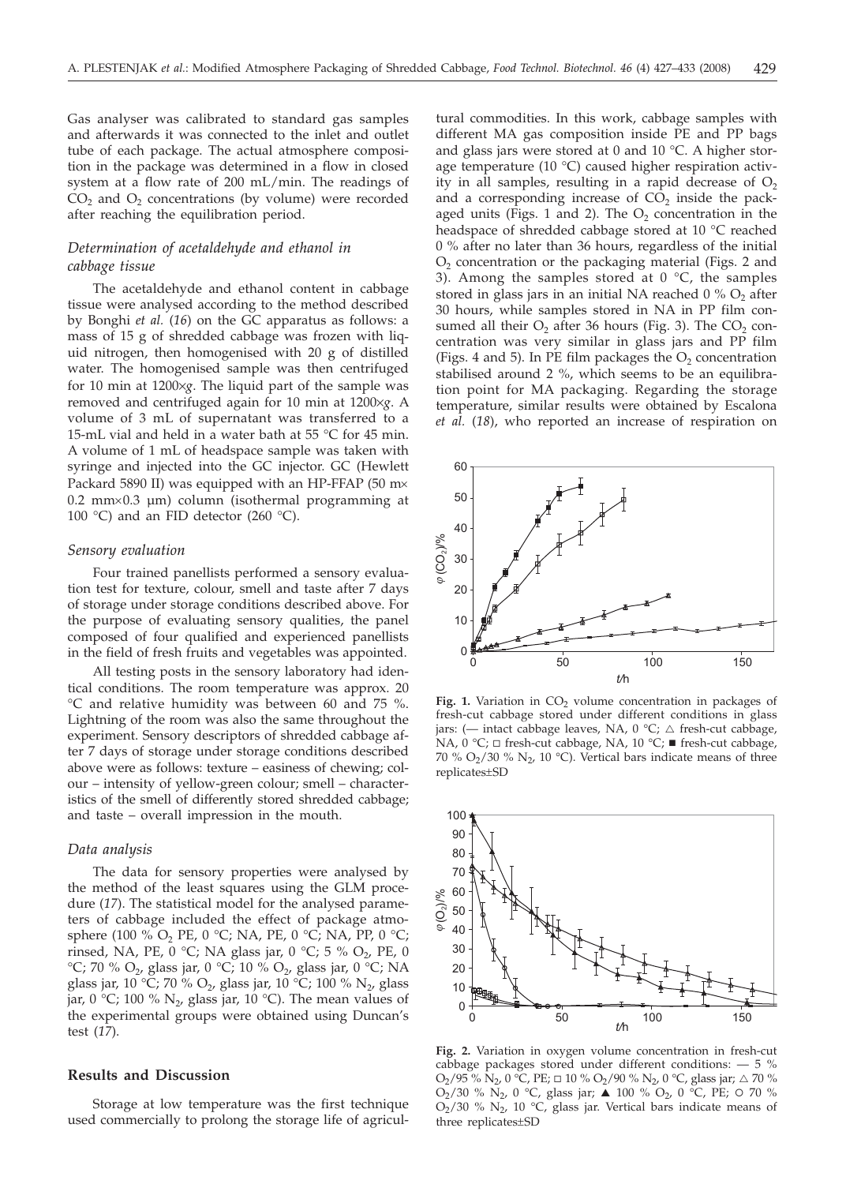Gas analyser was calibrated to standard gas samples and afterwards it was connected to the inlet and outlet tube of each package. The actual atmosphere composition in the package was determined in a flow in closed system at a flow rate of 200 mL/min. The readings of $CO_2$ and $O_2$ concentrations (by volume) were recorded after reaching the equilibration period.

### *Determination of acetaldehyde and ethanol in cabbage tissue*

The acetaldehyde and ethanol content in cabbage tissue were analysed according to the method described by Bonghi *et al.* (*16*) on the GC apparatus as follows: a mass of 15 g of shredded cabbage was frozen with liquid nitrogen, then homogenised with 20 g of distilled water. The homogenised sample was then centrifuged for 10 min at 1200×*g*. The liquid part of the sample was removed and centrifuged again for 10 min at 1200×*g*. A volume of 3 mL of supernatant was transferred to a 15-mL vial and held in a water bath at 55 °C for 45 min. A volume of 1 mL of headspace sample was taken with syringe and injected into the GC injector. GC (Hewlett Packard 5890 II) was equipped with an HP-FFAP (50 m× 0.2 mm×0.3 µm) column (isothermal programming at 100 °C) and an FID detector (260 °C).

### *Sensory evaluation*

Four trained panellists performed a sensory evaluation test for texture, colour, smell and taste after 7 days of storage under storage conditions described above. For the purpose of evaluating sensory qualities, the panel composed of four qualified and experienced panellists in the field of fresh fruits and vegetables was appointed.

All testing posts in the sensory laboratory had identical conditions. The room temperature was approx. 20 °C and relative humidity was between 60 and 75 %. Lightning of the room was also the same throughout the experiment. Sensory descriptors of shredded cabbage after 7 days of storage under storage conditions described above were as follows: texture – easiness of chewing; colour – intensity of yellow-green colour; smell – characteristics of the smell of differently stored shredded cabbage; and taste – overall impression in the mouth.

### *Data analysis*

The data for sensory properties were analysed by the method of the least squares using the GLM procedure (*17*). The statistical model for the analysed parameters of cabbage included the effect of package atmosphere (100 % $O_2$ PE, 0 °C; NA, PE, 0 °C; NA, PP, 0 °C; rinsed, NA, PE, 0 °C; NA glass jar, 0 °C; 5 % $O_2$, PE, 0 °C; 70 % $O_2$, glass jar, 0 °C; 10 % $O_2$, glass jar, 0 °C; NA glass jar, 10 °C; 70 % $O_2$, glass jar, 10 °C; 100 % $N_2$, glass jar, 0 °C; 100 % $N_2$, glass jar, 10 °C). The mean values of the experimental groups were obtained using Duncan's test (*17*).

## Results and Discussion

Storage at low temperature was the first technique used commercially to prolong the storage life of agricultural commodities. In this work, cabbage samples with different MA gas composition inside PE and PP bags and glass jars were stored at 0 and 10 °C. A higher storage temperature (10 °C) caused higher respiration activity in all samples, resulting in a rapid decrease of $O_2$ and a corresponding increase of $CO_2$ inside the packaged units (Figs. 1 and 2). The $O_2$ concentration in the headspace of shredded cabbage stored at 10 °C reached 0 % after no later than 36 hours, regardless of the initial $O_2$ concentration or the packaging material (Figs. 2 and 3). Among the samples stored at 0 °C, the samples stored in glass jars in an initial NA reached 0 % $O_2$ after 30 hours, while samples stored in NA in PP film consumed all their $O_2$ after 36 hours (Fig. 3). The $CO_2$ concentration was very similar in glass jars and PP film (Figs. 4 and 5). In PE film packages the $O_2$ concentration stabilised around 2 %, which seems to be an equilibration point for MA packaging. Regarding the storage temperature, similar results were obtained by Escalona *et al.* (*18*), who reported an increase of respiration on

**Fig. 1.** Variation in $CO_2$ volume concentration in packages of fresh-cut cabbage stored under different conditions in glass jars: (— intact cabbage leaves, NA, 0 °C; △ fresh-cut cabbage, NA, 0 °C; □ fresh-cut cabbage, NA, 10 °C; ■ fresh-cut cabbage, 70 % $O_2$/30 % $N_2$, 10 °C). Vertical bars indicate means of three replicates±SD

**Fig. 2.** Variation in oxygen volume concentration in fresh-cut cabbage packages stored under different conditions: — 5 % $O_2$/95 % $N_2$, 0 °C, PE; □ 10 % $O_2$/90 % $N_2$, 0 °C, glass jar; △ 70 % $O_2$/30 % $N_2$, 0 °C, glass jar; ▲ 100 % $O_2$, 0 °C, PE; ○ 70 % $O_2$/30 % $N_2$, 10 °C, glass jar. Vertical bars indicate means of three replicates±SD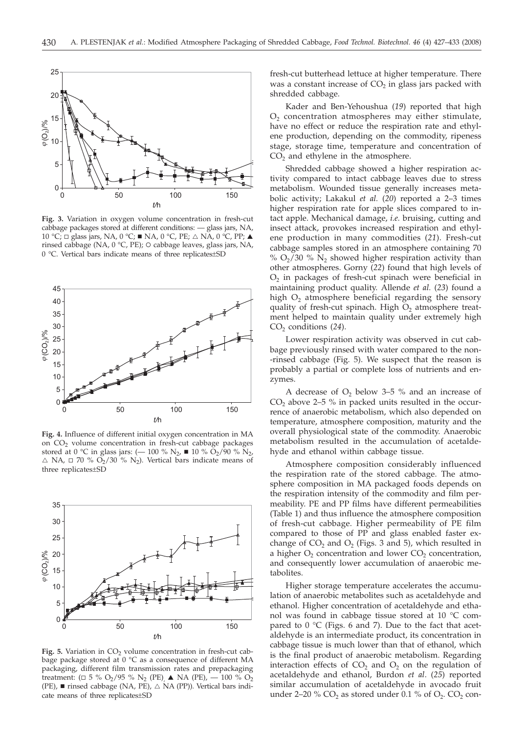Fig. 3. Variation in oxygen volume concentration in fresh-cut cabbage packages stored at different conditions: — glass jars, NA, 10 °C; □ glass jars, NA, 0 °C; ■ NA, 0 °C, PE; △ NA, 0 °C, PP; ▲ rinsed cabbage (NA, 0 °C, PE); ○ cabbage leaves, glass jars, NA, 0 °C. Vertical bars indicate means of three replicates±SD

Fig. 4. Influence of different initial oxygen concentration in MA on $CO_2$ volume concentration in fresh-cut cabbage packages stored at 0 °C in glass jars: (— 100 % $N_2$, ■ 10 % $O_2$/90 % $N_2$, △ NA, □ 70 % $O_2$/30 % $N_2$). Vertical bars indicate means of three replicates±SD

Fig. 5. Variation in $CO_2$ volume concentration in fresh-cut cabbage package stored at 0 °C as a consequence of different MA packaging, different film transmission rates and prepackaging treatment: (□ 5 % $O_2$/95 % $N_2$ (PE), ▲ NA (PE), — 100 % $O_2$ (PE), ■ rinsed cabbage (NA, PE), △ NA (PP)). Vertical bars indicate means of three replicates±SD

fresh-cut butterhead lettuce at higher temperature. There was a constant increase of $CO_2$ in glass jars packed with shredded cabbage.

Kader and Ben-Yehoushua (*19*) reported that high $O_2$ concentration atmospheres may either stimulate, have no effect or reduce the respiration rate and ethylene production, depending on the commodity, ripeness stage, storage time, temperature and concentration of $CO_2$ and ethylene in the atmosphere.

Shredded cabbage showed a higher respiration activity compared to intact cabbage leaves due to stress metabolism. Wounded tissue generally increases metabolic activity; Lakakul *et al.* (*20*) reported a 2–3 times higher respiration rate for apple slices compared to intact apple. Mechanical damage, *i.e.* bruising, cutting and insect attack, provokes increased respiration and ethylene production in many commodities (*21*). Fresh-cut cabbage samples stored in an atmosphere containing 70 % $O_2$/30 % $N_2$ showed higher respiration activity than other atmospheres. Gorny (*22*) found that high levels of $O_2$ in packages of fresh-cut spinach were beneficial in maintaining product quality. Allende *et al.* (*23*) found a high $O_2$ atmosphere beneficial regarding the sensory quality of fresh-cut spinach. High $O_2$ atmosphere treatment helped to maintain quality under extremely high $CO_2$ conditions (*24*).

Lower respiration activity was observed in cut cabbage previously rinsed with water compared to the non-rinsed cabbage (Fig. 5). We suspect that the reason is probably a partial or complete loss of nutrients and enzymes.

A decrease of $O_2$ below 3–5 % and an increase of $CO_2$ above 2–5 % in packed units resulted in the occurrence of anaerobic metabolism, which also depended on temperature, atmosphere composition, maturity and the overall physiological state of the commodity. Anaerobic metabolism resulted in the accumulation of acetaldehyde and ethanol within cabbage tissue.

Atmosphere composition considerably influenced the respiration rate of the stored cabbage. The atmosphere composition in MA packaged foods depends on the respiration intensity of the commodity and film permeability. PE and PP films have different permeabilities (Table 1) and thus influence the atmosphere composition of fresh-cut cabbage. Higher permeability of PE film compared to those of PP and glass enabled faster exchange of $CO_2$ and $O_2$ (Figs. 3 and 5), which resulted in a higher $O_2$ concentration and lower $CO_2$ concentration, and consequently lower accumulation of anaerobic metabolites.

Higher storage temperature accelerates the accumulation of anaerobic metabolites such as acetaldehyde and ethanol. Higher concentration of acetaldehyde and ethanol was found in cabbage tissue stored at 10 °C compared to 0 °C (Figs. 6 and 7). Due to the fact that acetaldehyde is an intermediate product, its concentration in cabbage tissue is much lower than that of ethanol, which is the final product of anaerobic metabolism. Regarding interaction effects of $CO_2$ and $O_2$ on the regulation of acetaldehyde and ethanol, Burdon *et al.* (*25*) reported similar accumulation of acetaldehyde in avocado fruit under 2–20 % $CO_2$ as stored under 0.1 % of $O_2$. $CO_2$ con-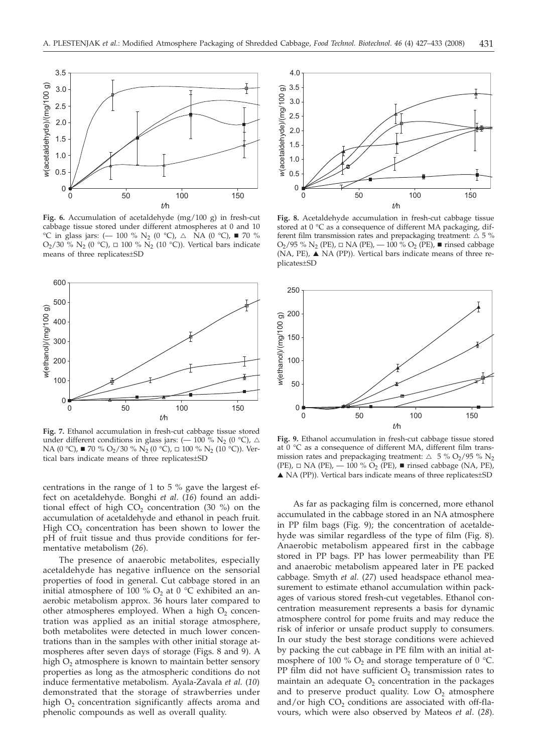**Fig. 6.** Accumulation of acetaldehyde (mg/100 g) in fresh-cut cabbage tissue stored under different atmospheres at 0 and 10 °C in glass jars: (— 100 % $N_2$ (0 °C), △ NA (0 °C), ■ 70 % $O_2$/30 % $N_2$ (0 °C), □ 100 % $N_2$ (10 °C)). Vertical bars indicate means of three replicates±SD

**Fig. 7.** Ethanol accumulation in fresh-cut cabbage tissue stored under different conditions in glass jars: (— 100 % $N_2$ (0 °C), △ NA (0 °C), ■ 70 % $O_2$/30 % $N_2$ (0 °C), □ 100 % $N_2$ (10 °C)). Vertical bars indicate means of three replicates±SD

**Fig. 8.** Acetaldehyde accumulation in fresh-cut cabbage tissue stored at 0 °C as a consequence of different MA packaging, different film transmission rates and prepackaging treatment: △ 5 % $O_2$/95 % $N_2$ (PE), □ NA (PE), — 100 % $O_2$ (PE), ■ rinsed cabbage (NA, PE), ▲ NA (PP)). Vertical bars indicate means of three replicates±SD

**Fig. 9.** Ethanol accumulation in fresh-cut cabbage tissue stored at 0 °C as a consequence of different MA, different film transmission rates and prepackaging treatment: △ 5 % $O_2$/95 % $N_2$ (PE), □ NA (PE), — 100 % $O_2$ (PE), ■ rinsed cabbage (NA, PE), ▲ NA (PP)). Vertical bars indicate means of three replicates±SD

centrations in the range of 1 to 5 % gave the largest effect on acetaldehyde. Bonghi *et al.* (*16*) found an additional effect of high $CO_2$ concentration (30 %) on the accumulation of acetaldehyde and ethanol in peach fruit. High $CO_2$ concentration has been shown to lower the pH of fruit tissue and thus provide conditions for fermentative metabolism (*26*).

The presence of anaerobic metabolites, especially acetaldehyde has negative influence on the sensorial properties of food in general. Cut cabbage stored in an initial atmosphere of 100 % $O_2$ at 0 °C exhibited an anaerobic metabolism approx. 36 hours later compared to other atmospheres employed. When a high $O_2$ concentration was applied as an initial storage atmosphere, both metabolites were detected in much lower concentrations than in the samples with other initial storage atmospheres after seven days of storage (Figs. 8 and 9). A high $O_2$ atmosphere is known to maintain better sensory properties as long as the atmospheric conditions do not induce fermentative metabolism. Ayala-Zavala *et al.* (*10*) demonstrated that the storage of strawberries under high $O_2$ concentration significantly affects aroma and phenolic compounds as well as overall quality.

As far as packaging film is concerned, more ethanol accumulated in the cabbage stored in an NA atmosphere in PP film bags (Fig. 9); the concentration of acetaldehyde was similar regardless of the type of film (Fig. 8). Anaerobic metabolism appeared first in the cabbage stored in PP bags. PP has lower permeability than PE and anaerobic metabolism appeared later in PE packed cabbage. Smyth *et al.* (*27*) used headspace ethanol measurement to estimate ethanol accumulation within packages of various stored fresh-cut vegetables. Ethanol concentration measurement represents a basis for dynamic atmosphere control for pome fruits and may reduce the risk of inferior or unsafe product supply to consumers. In our study the best storage conditions were achieved by packing the cut cabbage in PE film with an initial atmosphere of 100 % $O_2$ and storage temperature of 0 °C. PP film did not have sufficient $O_2$ transmission rates to maintain an adequate $O_2$ concentration in the packages and to preserve product quality. Low $O_2$ atmosphere and/or high $CO_2$ conditions are associated with off-flavours, which were also observed by Mateos *et al.* (*28*).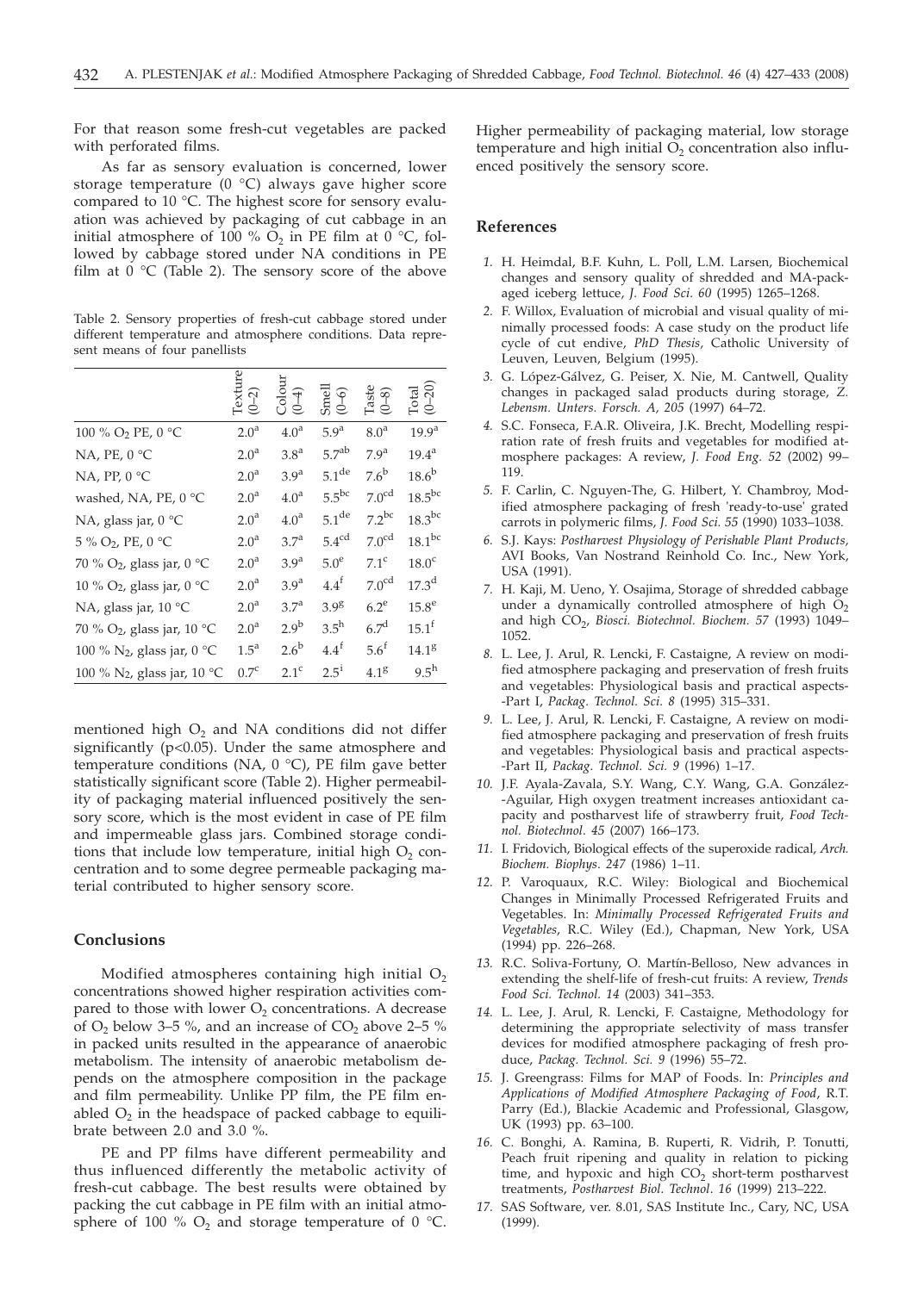For that reason some fresh-cut vegetables are packed with perforated films.

As far as sensory evaluation is concerned, lower storage temperature (0 °C) always gave higher score compared to 10 °C. The highest score for sensory evaluation was achieved by packaging of cut cabbage in an initial atmosphere of 100 % $O_2$ in PE film at 0 °C, followed by cabbage stored under NA conditions in PE film at 0 °C (Table 2). The sensory score of the above mentioned high $O_2$ and NA conditions did not differ significantly ($p<0.05$). Under the same atmosphere and temperature conditions (NA, 0 °C), PE film gave better statistically significant score (Table 2). Higher permeability of packaging material influenced positively the sensory score, which is the most evident in case of PE film and impermeable glass jars. Combined storage conditions that include low temperature, initial high $O_2$ concentration and to some degree permeable packaging material contributed to higher sensory score.

Table 2. Sensory properties of fresh-cut cabbage stored under different temperature and atmosphere conditions. Data represent means of four panellists

| | Texture (0–2) | Colour (0–4) | Smell (0–6) | Taste (0–8) | Total (0–20) |
|---|---|---|---|---|---|
| 100 % $O_2$ PE, 0 °C | $2.0^{a}$ | $4.0^{a}$ | $5.9^{a}$ | $8.0^{a}$ | $19.9^{a}$ |
| NA, PE, 0 °C | $2.0^{a}$ | $3.8^{a}$ | $5.7^{ab}$ | $7.9^{a}$ | $19.4^{a}$ |
| NA, PP, 0 °C | $2.0^{a}$ | $3.9^{a}$ | $5.1^{de}$ | $7.6^{b}$ | $18.6^{b}$ |
| washed, NA, PE, 0 °C | $2.0^{a}$ | $4.0^{a}$ | $5.5^{bc}$ | $7.0^{cd}$ | $18.5^{bc}$ |
| NA, glass jar, 0 °C | $2.0^{a}$ | $4.0^{a}$ | $5.1^{de}$ | $7.2^{bc}$ | $18.3^{bc}$ |
| 5 % $O_2$, PE, 0 °C | $2.0^{a}$ | $3.7^{a}$ | $5.4^{cd}$ | $7.0^{cd}$ | $18.1^{bc}$ |
| 70 % $O_2$, glass jar, 0 °C | $2.0^{a}$ | $3.9^{a}$ | $5.0^{e}$ | $7.1^{c}$ | $18.0^{c}$ |
| 10 % $O_2$, glass jar, 0 °C | $2.0^{a}$ | $3.9^{a}$ | $4.4^{f}$ | $7.0^{cd}$ | $17.3^{d}$ |
| NA, glass jar, 10 °C | $2.0^{a}$ | $3.7^{a}$ | $3.9^{g}$ | $6.2^{e}$ | $15.8^{e}$ |
| 70 % $O_2$, glass jar, 10 °C | $2.0^{a}$ | $2.9^{b}$ | $3.5^{h}$ | $6.7^{d}$ | $15.1^{f}$ |
| 100 % $N_2$, glass jar, 0 °C | $1.5^{a}$ | $2.6^{b}$ | $4.4^{f}$ | $5.6^{f}$ | $14.1^{g}$ |
| 100 % $N_2$, glass jar, 10 °C | $0.7^{c}$ | $2.1^{c}$ | $2.5^{i}$ | $4.1^{g}$ | $9.5^{h}$ |

## Conclusions

Modified atmospheres containing high initial $O_2$ concentrations showed higher respiration activities compared to those with lower $O_2$ concentrations. A decrease of $O_2$ below 3–5 %, and an increase of $CO_2$ above 2–5 % in packed units resulted in the appearance of anaerobic metabolism. The intensity of anaerobic metabolism depends on the atmosphere composition in the package and film permeability. Unlike PP film, the PE film enabled $O_2$ in the headspace of packed cabbage to equilibrate between 2.0 and 3.0 %.

PE and PP films have different permeability and thus influenced differently the metabolic activity of fresh-cut cabbage. The best results were obtained by packing the cut cabbage in PE film with an initial atmosphere of 100 % $O_2$ and storage temperature of 0 °C. Higher permeability of packaging material, low storage temperature and high initial $O_2$ concentration also influenced positively the sensory score.

## References

1. H. Heimdal, B.F. Kuhn, L. Poll, L.M. Larsen, Biochemical changes and sensory quality of shredded and MA-packaged iceberg lettuce, *J. Food Sci. 60* (1995) 1265–1268.
2. F. Willox, Evaluation of microbial and visual quality of minimally processed foods: A case study on the product life cycle of cut endive, *PhD Thesis*, Catholic University of Leuven, Leuven, Belgium (1995).
3. G. López-Gálvez, G. Peiser, X. Nie, M. Cantwell, Quality changes in packaged salad products during storage, *Z. Lebensm. Unters. Forsch. A, 205* (1997) 64–72.
4. S.C. Fonseca, F.A.R. Oliveira, J.K. Brecht, Modelling respiration rate of fresh fruits and vegetables for modified atmosphere packages: A review, *J. Food Eng. 52* (2002) 99–119.
5. F. Carlin, C. Nguyen-The, G. Hilbert, Y. Chambroy, Modified atmosphere packaging of fresh 'ready-to-use' grated carrots in polymeric films, *J. Food Sci. 55* (1990) 1033–1038.
6. S.J. Kays: *Postharvest Physiology of Perishable Plant Products*, AVI Books, Van Nostrand Reinhold Co. Inc., New York, USA (1991).
7. H. Kaji, M. Ueno, Y. Osajima, Storage of shredded cabbage under a dynamically controlled atmosphere of high $O_2$ and high $CO_2$, *Biosci. Biotechnol. Biochem. 57* (1993) 1049–1052.
8. L. Lee, J. Arul, R. Lencki, F. Castaigne, A review on modified atmosphere packaging and preservation of fresh fruits and vegetables: Physiological basis and practical aspects-Part I, *Packag. Technol. Sci. 8* (1995) 315–331.
9. L. Lee, J. Arul, R. Lencki, F. Castaigne, A review on modified atmosphere packaging and preservation of fresh fruits and vegetables: Physiological basis and practical aspects-Part II, *Packag. Technol. Sci. 9* (1996) 1–17.
10. J.F. Ayala-Zavala, S.Y. Wang, C.Y. Wang, G.A. González-Aguilar, High oxygen treatment increases antioxidant capacity and postharvest life of strawberry fruit, *Food Technol. Biotechnol. 45* (2007) 166–173.
11. I. Fridovich, Biological effects of the superoxide radical, *Arch. Biochem. Biophys. 247* (1986) 1–11.
12. P. Varoquaux, R.C. Wiley: Biological and Biochemical Changes in Minimally Processed Refrigerated Fruits and Vegetables. In: *Minimally Processed Refrigerated Fruits and Vegetables*, R.C. Wiley (Ed.), Chapman, New York, USA (1994) pp. 226–268.
13. R.C. Soliva-Fortuny, O. Martín-Belloso, New advances in extending the shelf-life of fresh-cut fruits: A review, *Trends Food Sci. Technol. 14* (2003) 341–353.
14. L. Lee, J. Arul, R. Lencki, F. Castaigne, Methodology for determining the appropriate selectivity of mass transfer devices for modified atmosphere packaging of fresh produce, *Packag. Technol. Sci. 9* (1996) 55–72.
15. J. Greengrass: Films for MAP of Foods. In: *Principles and Applications of Modified Atmosphere Packaging of Food*, R.T. Parry (Ed.), Blackie Academic and Professional, Glasgow, UK (1993) pp. 63–100.
16. C. Bonghi, A. Ramina, B. Ruperti, R. Vidrih, P. Tonutti, Peach fruit ripening and quality in relation to picking time, and hypoxic and high $CO_2$ short-term postharvest treatments, *Postharvest Biol. Technol. 16* (1999) 213–222.
17. SAS Software, ver. 8.01, SAS Institute Inc., Cary, NC, USA (1999).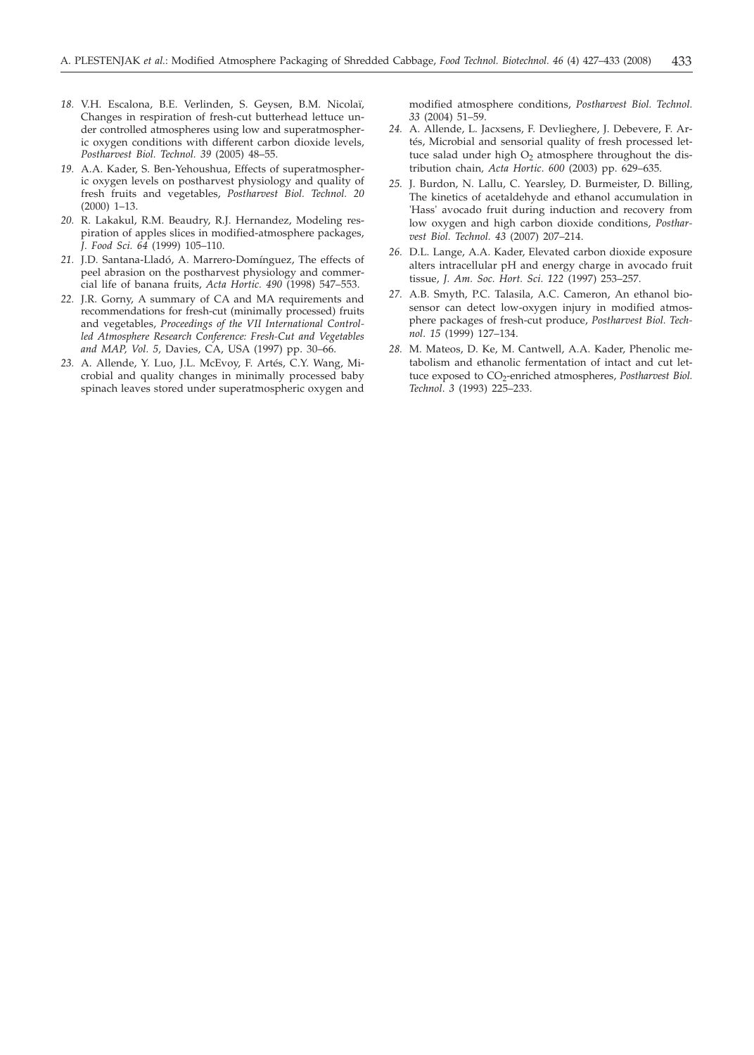*18.* V.H. Escalona, B.E. Verlinden, S. Geysen, B.M. Nicolaï, Changes in respiration of fresh-cut butterhead lettuce under controlled atmospheres using low and superatmospheric oxygen conditions with different carbon dioxide levels, *Postharvest Biol. Technol. 39* (2005) 48–55.

*19.* A.A. Kader, S. Ben-Yehoushua, Effects of superatmospheric oxygen levels on postharvest physiology and quality of fresh fruits and vegetables, *Postharvest Biol. Technol. 20* (2000) 1–13.

*20.* R. Lakakul, R.M. Beaudry, R.J. Hernandez, Modeling respiration of apples slices in modified-atmosphere packages, *J. Food Sci. 64* (1999) 105–110.

*21.* J.D. Santana-Lladó, A. Marrero-Domínguez, The effects of peel abrasion on the postharvest physiology and commercial life of banana fruits, *Acta Hortic. 490* (1998) 547–553.

*22.* J.R. Gorny, A summary of CA and MA requirements and recommendations for fresh-cut (minimally processed) fruits and vegetables, *Proceedings of the VII International Controlled Atmosphere Research Conference: Fresh-Cut and Vegetables and MAP, Vol. 5,* Davies, CA, USA (1997) pp. 30–66.

*23.* A. Allende, Y. Luo, J.L. McEvoy, F. Artés, C.Y. Wang, Microbial and quality changes in minimally processed baby spinach leaves stored under superatmospheric oxygen and modified atmosphere conditions, *Postharvest Biol. Technol. 33* (2004) 51–59.

*24.* A. Allende, L. Jacxsens, F. Devlieghere, J. Debevere, F. Artés, Microbial and sensorial quality of fresh processed lettuce salad under high $O_2$ atmosphere throughout the distribution chain, *Acta Hortic. 600* (2003) pp. 629–635.

*25.* J. Burdon, N. Lallu, C. Yearsley, D. Burmeister, D. Billing, The kinetics of acetaldehyde and ethanol accumulation in 'Hass' avocado fruit during induction and recovery from low oxygen and high carbon dioxide conditions, *Postharvest Biol. Technol. 43* (2007) 207–214.

*26.* D.L. Lange, A.A. Kader, Elevated carbon dioxide exposure alters intracellular pH and energy charge in avocado fruit tissue, *J. Am. Soc. Hort. Sci. 122* (1997) 253–257.

*27.* A.B. Smyth, P.C. Talasila, A.C. Cameron, An ethanol biosensor can detect low-oxygen injury in modified atmosphere packages of fresh-cut produce, *Postharvest Biol. Technol. 15* (1999) 127–134.

*28.* M. Mateos, D. Ke, M. Cantwell, A.A. Kader, Phenolic metabolism and ethanolic fermentation of intact and cut lettuce exposed to $CO_2$-enriched atmospheres, *Postharvest Biol. Technol. 3* (1993) 225–233.